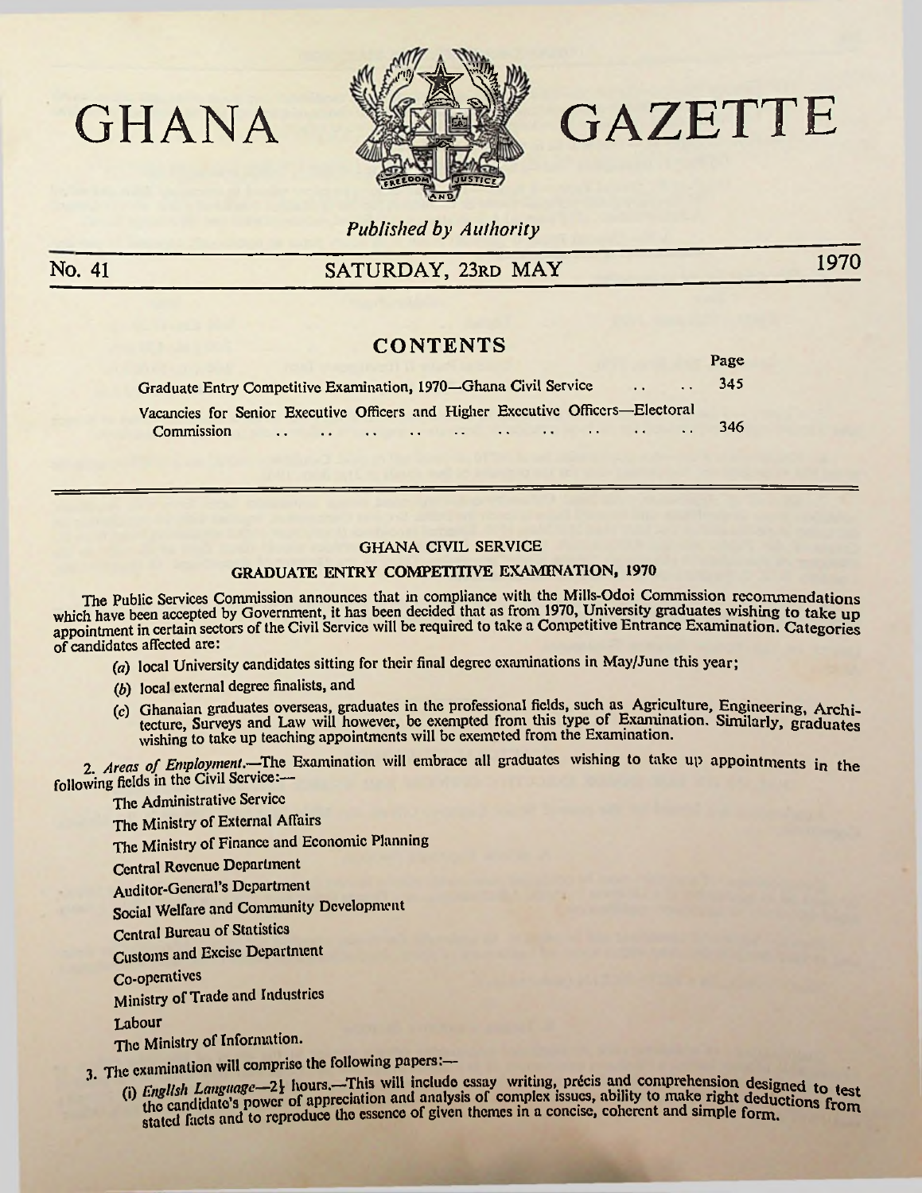# GHANA GAZETTE

*Published by Authority*

No. 41 — SATURDAY, 23RD MAY — 1970

## CONTENTS

| | Page |
|---|---|
| Graduate Entry Competitive Examination, 1970—Ghana Civil Service .. .. | 345 |
| Vacancies for Senior Executive Officers and Higher Executive Officers—Electoral Commission .. .. .. .. .. .. .. .. .. .. .. | 346 |

## GHANA CIVIL SERVICE

### GRADUATE ENTRY COMPETITIVE EXAMINATION, 1970

The Public Services Commission announces that in compliance with the Mills-Odoi Commission recommendations which have been accepted by Government, it has been decided that as from 1970, University graduates wishing to take up appointment in certain sectors of the Civil Service will be required to take a Competitive Entrance Examination. Categories of candidates affected are:

(*a*) local University candidates sitting for their final degree examinations in May/June this year;

(*b*) local external degree finalists, and

(*c*) Ghanaian graduates overseas, graduates in the professional fields, such as Agriculture, Engineering, Architecture, Surveys and Law will however, be exempted from this type of Examination. Similarly, graduates wishing to take up teaching appointments will be exemcted from the Examination.

2. *Areas of Employment.*—The Examination will embrace all graduates wishing to take up appointments in the following fields in the Civil Service:—

The Administrative Service

The Ministry of External Affairs

The Ministry of Finance and Economic Planning

Central Revenue Department

Auditor-General's Department

Social Welfare and Community Development

Central Bureau of Statistics

Customs and Excise Department

Co-operatives

Ministry of Trade and Industries

Labour

The Ministry of Information.

3. The examination will comprise the following papers:—

(i) *English Language*—2½ hours.—This will include essay writing, précis and comprehension designed to test the candidate's power of appreciation and analysis of complex issues, ability to make right deductions from stated facts and to reproduce the essence of given themes in a concise, coherent and simple form.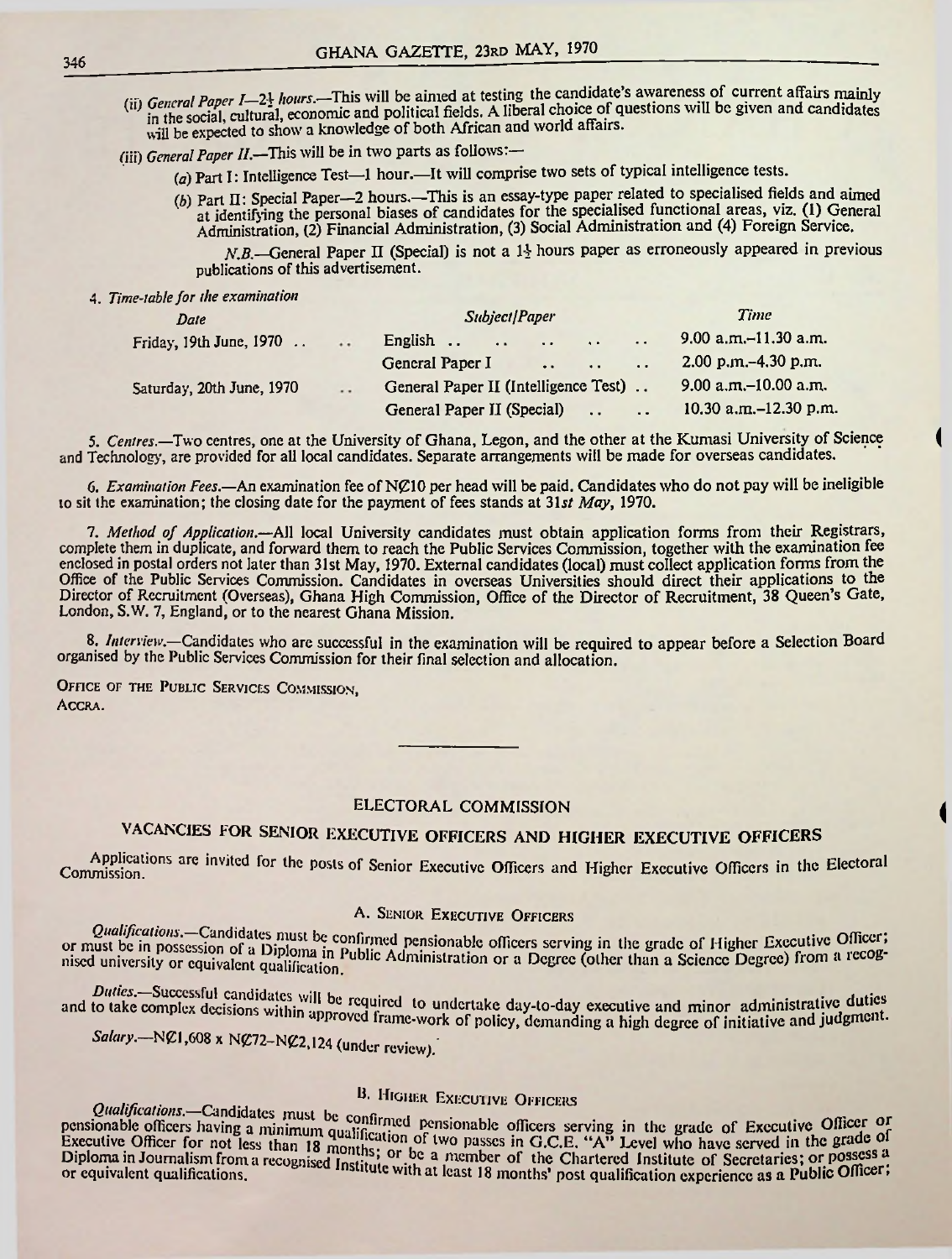(ii) *General Paper I—2½ hours.*—This will be aimed at testing the candidate's awareness of current affairs mainly in the social, cultural, economic and political fields. A liberal choice of questions will be given and candidates will be expected to show a knowledge of both African and world affairs.

(iii) *General Paper II.*—This will be in two parts as follows:—

(*a*) Part I: Intelligence Test—1 hour.—It will comprise two sets of typical intelligence tests.

(*b*) Part II: Special Paper—2 hours.—This is an essay-type paper related to specialised fields and aimed at identifying the personal biases of candidates for the specialised functional areas, viz. (1) General Administration, (2) Financial Administration, (3) Social Administration and (4) Foreign Service.

*N.B.*—General Paper II (Special) is not a 1½ hours paper as erroneously appeared in previous publications of this advertisement.

4. *Time-table for the examination*

| *Date* | *Subject/Paper* | *Time* |
|---|---|---|
| Friday, 19th June, 1970 | English | 9.00 a.m.–11.30 a.m. |
| | General Paper I | 2.00 p.m.–4.30 p.m. |
| Saturday, 20th June, 1970 | General Paper II (Intelligence Test) | 9.00 a.m.–10.00 a.m. |
| | General Paper II (Special) | 10.30 a.m.–12.30 p.m. |

5. *Centres.*—Two centres, one at the University of Ghana, Legon, and the other at the Kumasi University of Science and Technology, are provided for all local candidates. Separate arrangements will be made for overseas candidates.

6. *Examination Fees.*—An examination fee of N₵10 per head will be paid. Candidates who do not pay will be ineligible to sit the examination; the closing date for the payment of fees stands at *31st May*, 1970.

7. *Method of Application.*—All local University candidates must obtain application forms from their Registrars, complete them in duplicate, and forward them to reach the Public Services Commission, together with the examination fee enclosed in postal orders not later than 31st May, 1970. External candidates (local) must collect application forms from the Office of the Public Services Commission. Candidates in overseas Universities should direct their applications to the Director of Recruitment (Overseas), Ghana High Commission, Office of the Director of Recruitment, 38 Queen's Gate, London, S.W. 7, England, or to the nearest Ghana Mission.

8. *Interview.*—Candidates who are successful in the examination will be required to appear before a Selection Board organised by the Public Services Commission for their final selection and allocation.

OFFICE OF THE PUBLIC SERVICES COMMISSION,
ACCRA.

---

## ELECTORAL COMMISSION

## VACANCIES FOR SENIOR EXECUTIVE OFFICERS AND HIGHER EXECUTIVE OFFICERS

Applications are invited for the posts of Senior Executive Officers and Higher Executive Officers in the Electoral Commission.

### A. SENIOR EXECUTIVE OFFICERS

*Qualifications.*—Candidates must be confirmed pensionable officers serving in the grade of Higher Executive Officer; or must be in possession of a Diploma in Public Administration or a Degree (other than a Science Degree) from a recognised university or equivalent qualification.

*Duties.*—Successful candidates will be required to undertake day-to-day executive and minor administrative duties and to take complex decisions within approved frame-work of policy, demanding a high degree of initiative and judgment.

*Salary.*—N₵1,608 x N₵72–N₵2,124 (under review).

### B. HIGHER EXECUTIVE OFFICERS

*Qualifications.*—Candidates must be confirmed pensionable officers serving in the grade of Executive Officer or pensionable officers having a minimum qualification of two passes in G.C.E. "A" Level who have served in the grade of Executive Officer for not less than 18 months; or be a member of the Chartered Institute of Secretaries; or possess a Diploma in Journalism from a recognised Institute with at least 18 months' post qualification experience as a Public Officer; or equivalent qualifications.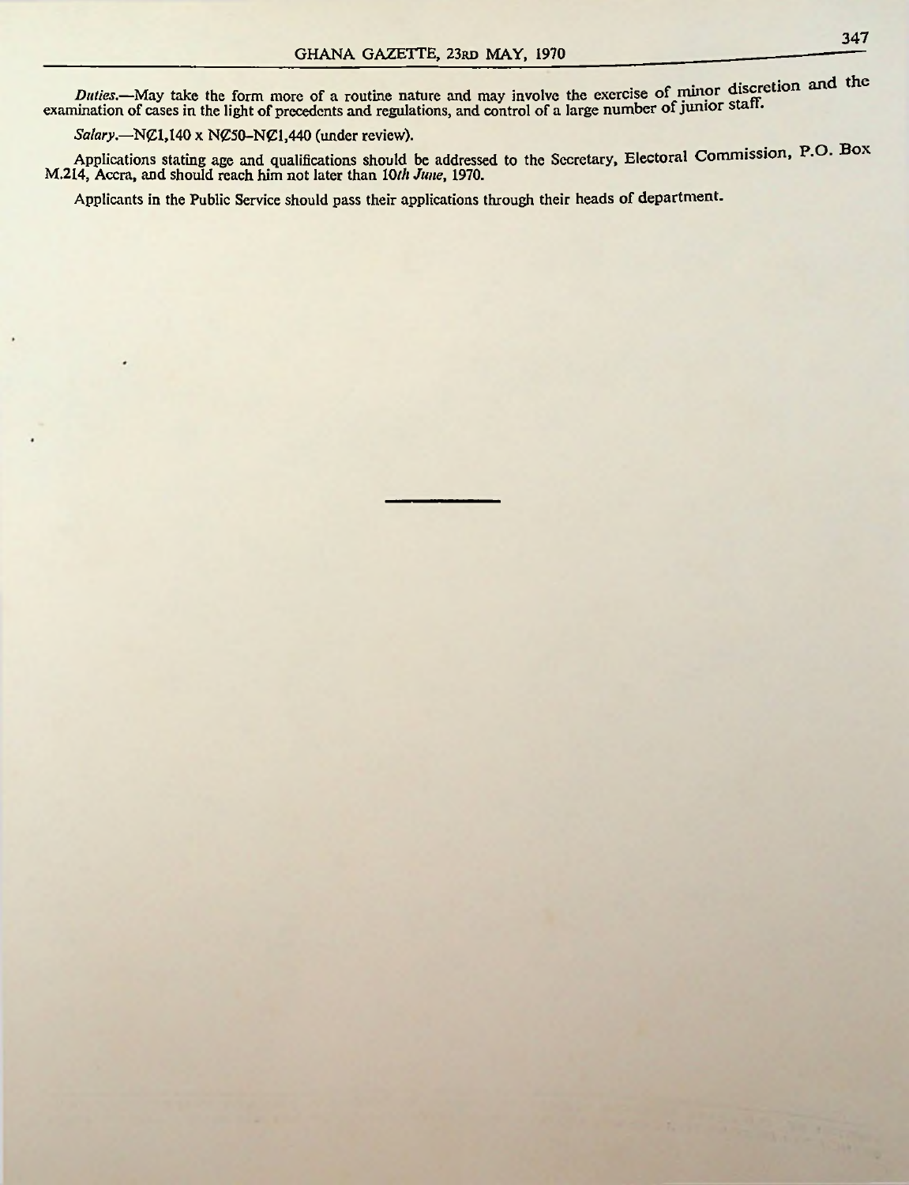*Duties.*—May take the form more of a routine nature and may involve the exercise of minor discretion and the examination of cases in the light of precedents and regulations, and control of a large number of junior staff.

*Salary.*—N₵1,140 x N₵50–N₵1,440 (under review).

Applications stating age and qualifications should be addressed to the Secretary, Electoral Commission, P.O. Box M.214, Accra, and should reach him not later than 10*th June*, 1970.

Applicants in the Public Service should pass their applications through their heads of department.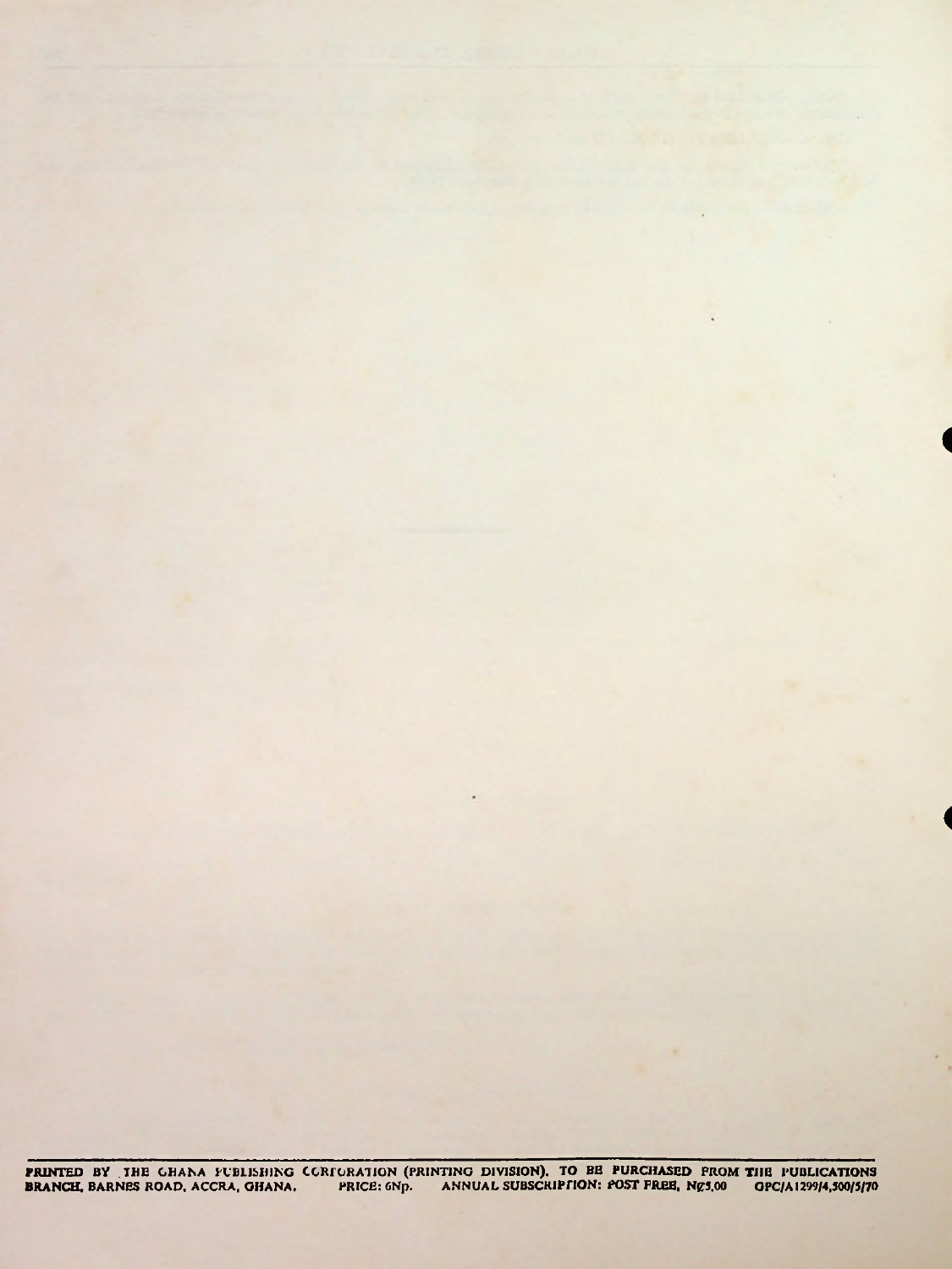PRINTED BY THE GHANA PUBLISHING CORPORATION (PRINTING DIVISION). TO BE PURCHASED FROM THE PUBLICATIONS BRANCH, BARNES ROAD, ACCRA, GHANA. PRICE: 6Np. ANNUAL SUBSCRIPTION: POST FREE, N¢5,00 GPC/A1299/4,500/5/70